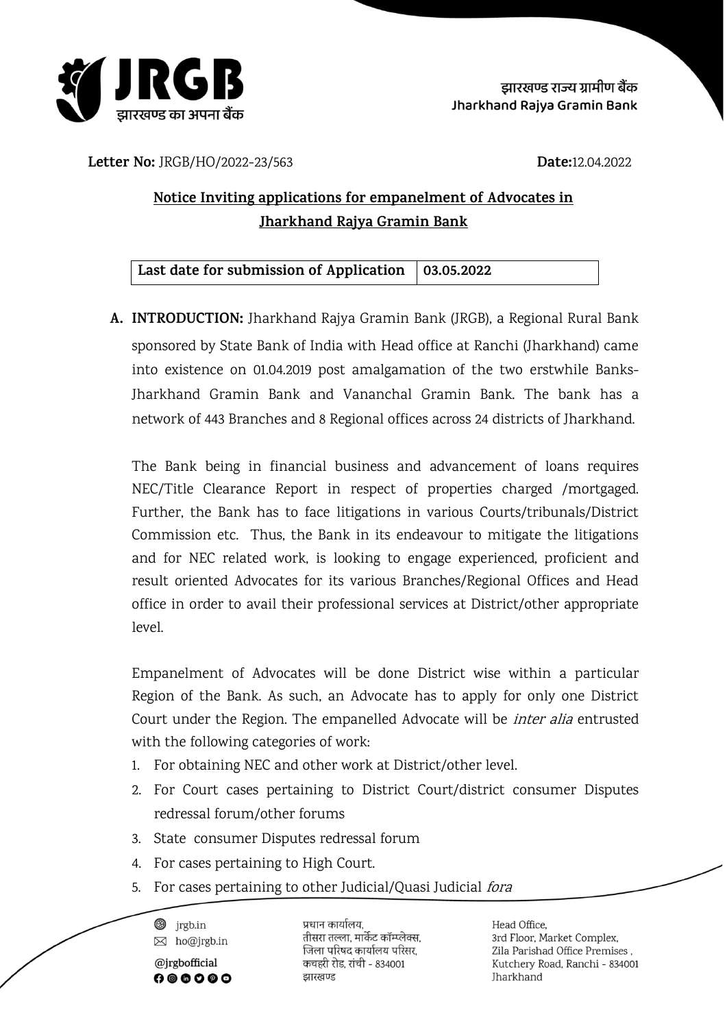झारखण्ड राज्य ग्रामीण बैंक
Jharkhand Rajya Gramin Bank

**Letter No:** JRGB/HO/2022-23/563 **Date:**12.04.2022

## Notice Inviting applications for empanelment of Advocates in Jharkhand Rajya Gramin Bank

| Last date for submission of Application | 03.05.2022 |
|---|---|

**A. INTRODUCTION:** Jharkhand Rajya Gramin Bank (JRGB), a Regional Rural Bank sponsored by State Bank of India with Head office at Ranchi (Jharkhand) came into existence on 01.04.2019 post amalgamation of the two erstwhile Banks- Jharkhand Gramin Bank and Vananchal Gramin Bank. The bank has a network of 443 Branches and 8 Regional offices across 24 districts of Jharkhand.

The Bank being in financial business and advancement of loans requires NEC/Title Clearance Report in respect of properties charged /mortgaged. Further, the Bank has to face litigations in various Courts/tribunals/District Commission etc. Thus, the Bank in its endeavour to mitigate the litigations and for NEC related work, is looking to engage experienced, proficient and result oriented Advocates for its various Branches/Regional Offices and Head office in order to avail their professional services at District/other appropriate level.

Empanelment of Advocates will be done District wise within a particular Region of the Bank. As such, an Advocate has to apply for only one District Court under the Region. The empanelled Advocate will be *inter alia* entrusted with the following categories of work:

1. For obtaining NEC and other work at District/other level.
2. For Court cases pertaining to District Court/district consumer Disputes redressal forum/other forums
3. State consumer Disputes redressal forum
4. For cases pertaining to High Court.
5. For cases pertaining to other Judicial/Quasi Judicial *fora*

jrgb.in
ho@jrgb.in
@jrgbofficial

प्रधान कार्यालय,
तीसरा तल्ला, मार्केट कॉम्प्लेक्स,
जिला परिषद कार्यालय परिसर,
कचहरी रोड, रांची - 834001
झारखण्ड

Head Office,
3rd Floor, Market Complex,
Zila Parishad Office Premises ,
Kutchery Road, Ranchi - 834001
Jharkhand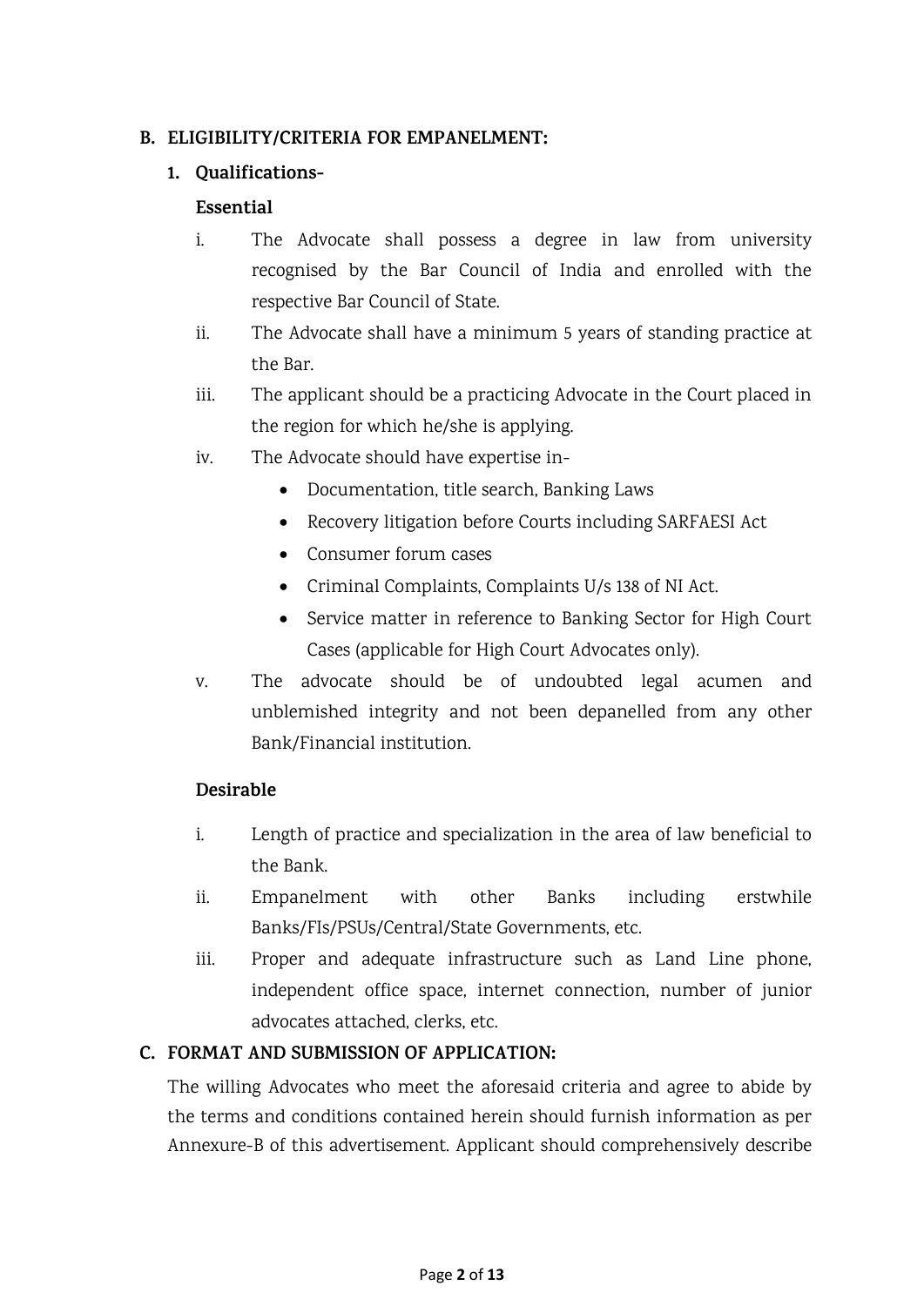## B. ELIGIBILITY/CRITERIA FOR EMPANELMENT:

### 1. Qualifications-

**Essential**

i. The Advocate shall possess a degree in law from university recognised by the Bar Council of India and enrolled with the respective Bar Council of State.

ii. The Advocate shall have a minimum 5 years of standing practice at the Bar.

iii. The applicant should be a practicing Advocate in the Court placed in the region for which he/she is applying.

iv. The Advocate should have expertise in-
   - Documentation, title search, Banking Laws
   - Recovery litigation before Courts including SARFAESI Act
   - Consumer forum cases
   - Criminal Complaints, Complaints U/s 138 of NI Act.
   - Service matter in reference to Banking Sector for High Court Cases (applicable for High Court Advocates only).

v. The advocate should be of undoubted legal acumen and unblemished integrity and not been depanelled from any other Bank/Financial institution.

**Desirable**

i. Length of practice and specialization in the area of law beneficial to the Bank.

ii. Empanelment with other Banks including erstwhile Banks/FIs/PSUs/Central/State Governments, etc.

iii. Proper and adequate infrastructure such as Land Line phone, independent office space, internet connection, number of junior advocates attached, clerks, etc.

## C. FORMAT AND SUBMISSION OF APPLICATION:

The willing Advocates who meet the aforesaid criteria and agree to abide by the terms and conditions contained herein should furnish information as per Annexure-B of this advertisement. Applicant should comprehensively describe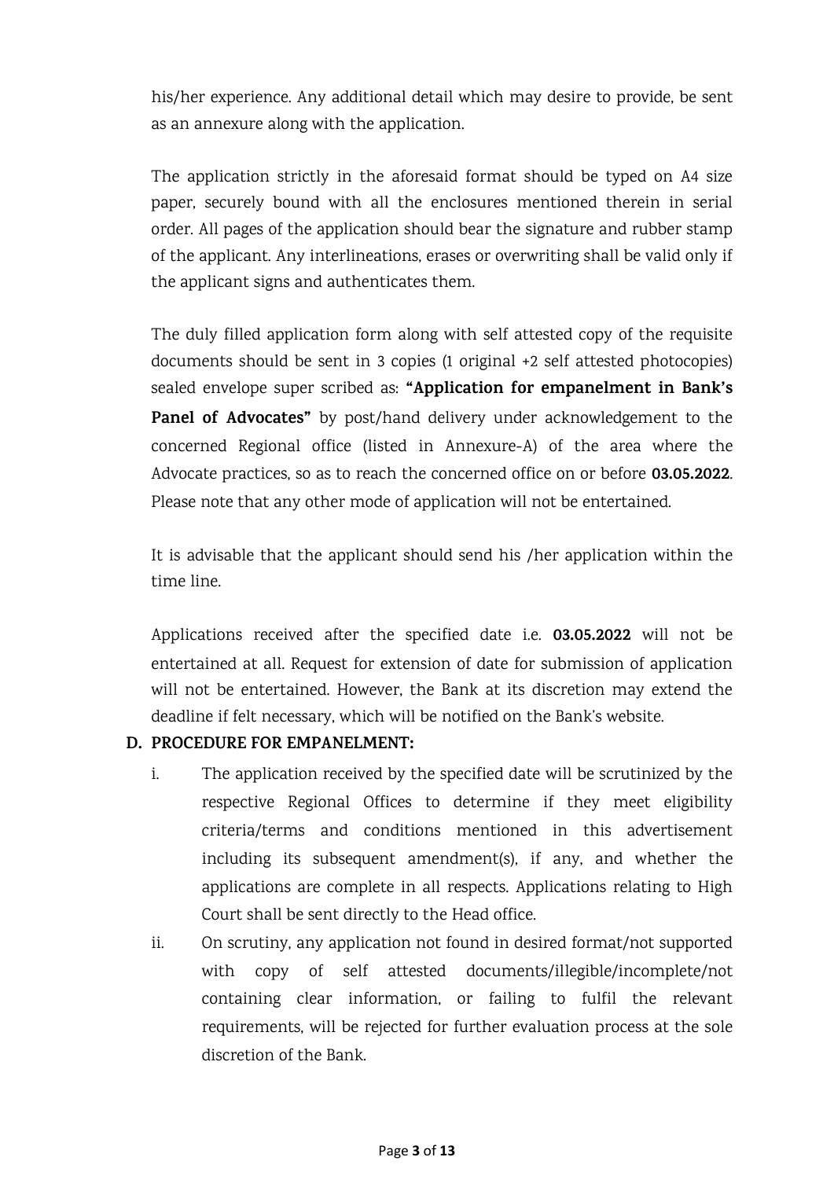his/her experience. Any additional detail which may desire to provide, be sent as an annexure along with the application.

The application strictly in the aforesaid format should be typed on A4 size paper, securely bound with all the enclosures mentioned therein in serial order. All pages of the application should bear the signature and rubber stamp of the applicant. Any interlineations, erases or overwriting shall be valid only if the applicant signs and authenticates them.

The duly filled application form along with self attested copy of the requisite documents should be sent in 3 copies (1 original +2 self attested photocopies) sealed envelope super scribed as: **"Application for empanelment in Bank's Panel of Advocates"** by post/hand delivery under acknowledgement to the concerned Regional office (listed in Annexure-A) of the area where the Advocate practices, so as to reach the concerned office on or before **03.05.2022**. Please note that any other mode of application will not be entertained.

It is advisable that the applicant should send his /her application within the time line.

Applications received after the specified date i.e. **03.05.2022** will not be entertained at all. Request for extension of date for submission of application will not be entertained. However, the Bank at its discretion may extend the deadline if felt necessary, which will be notified on the Bank's website.

**D. PROCEDURE FOR EMPANELMENT:**

i. The application received by the specified date will be scrutinized by the respective Regional Offices to determine if they meet eligibility criteria/terms and conditions mentioned in this advertisement including its subsequent amendment(s), if any, and whether the applications are complete in all respects. Applications relating to High Court shall be sent directly to the Head office.

ii. On scrutiny, any application not found in desired format/not supported with copy of self attested documents/illegible/incomplete/not containing clear information, or failing to fulfil the relevant requirements, will be rejected for further evaluation process at the sole discretion of the Bank.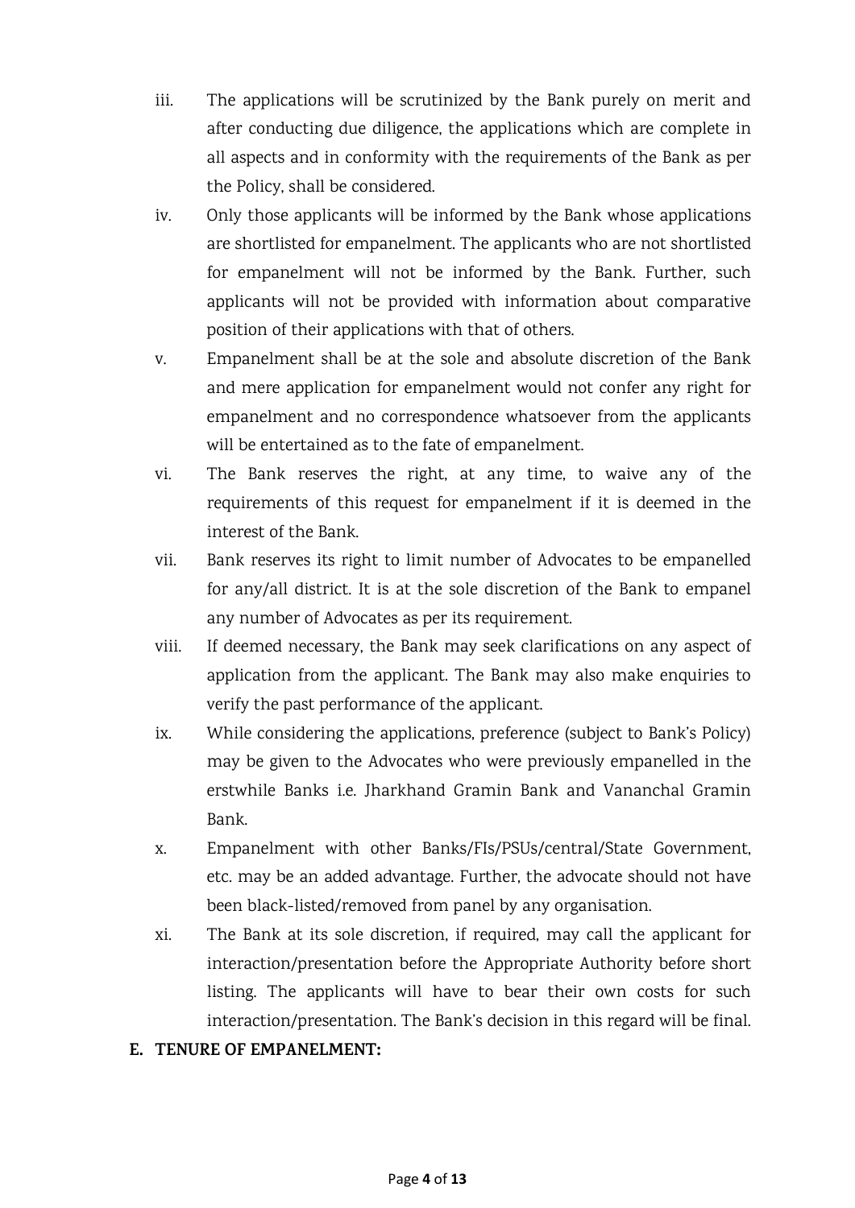iii. The applications will be scrutinized by the Bank purely on merit and after conducting due diligence, the applications which are complete in all aspects and in conformity with the requirements of the Bank as per the Policy, shall be considered.

iv. Only those applicants will be informed by the Bank whose applications are shortlisted for empanelment. The applicants who are not shortlisted for empanelment will not be informed by the Bank. Further, such applicants will not be provided with information about comparative position of their applications with that of others.

v. Empanelment shall be at the sole and absolute discretion of the Bank and mere application for empanelment would not confer any right for empanelment and no correspondence whatsoever from the applicants will be entertained as to the fate of empanelment.

vi. The Bank reserves the right, at any time, to waive any of the requirements of this request for empanelment if it is deemed in the interest of the Bank.

vii. Bank reserves its right to limit number of Advocates to be empanelled for any/all district. It is at the sole discretion of the Bank to empanel any number of Advocates as per its requirement.

viii. If deemed necessary, the Bank may seek clarifications on any aspect of application from the applicant. The Bank may also make enquiries to verify the past performance of the applicant.

ix. While considering the applications, preference (subject to Bank's Policy) may be given to the Advocates who were previously empanelled in the erstwhile Banks i.e. Jharkhand Gramin Bank and Vananchal Gramin Bank.

x. Empanelment with other Banks/FIs/PSUs/central/State Government, etc. may be an added advantage. Further, the advocate should not have been black-listed/removed from panel by any organisation.

xi. The Bank at its sole discretion, if required, may call the applicant for interaction/presentation before the Appropriate Authority before short listing. The applicants will have to bear their own costs for such interaction/presentation. The Bank's decision in this regard will be final.

**E. TENURE OF EMPANELMENT:**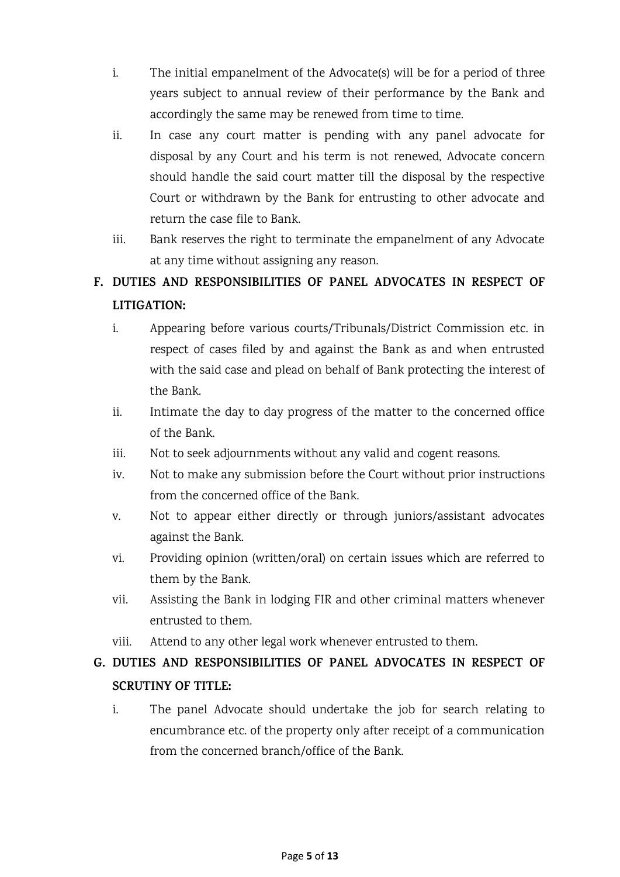i. The initial empanelment of the Advocate(s) will be for a period of three years subject to annual review of their performance by the Bank and accordingly the same may be renewed from time to time.

ii. In case any court matter is pending with any panel advocate for disposal by any Court and his term is not renewed, Advocate concern should handle the said court matter till the disposal by the respective Court or withdrawn by the Bank for entrusting to other advocate and return the case file to Bank.

iii. Bank reserves the right to terminate the empanelment of any Advocate at any time without assigning any reason.

**F. DUTIES AND RESPONSIBILITIES OF PANEL ADVOCATES IN RESPECT OF LITIGATION:**

i. Appearing before various courts/Tribunals/District Commission etc. in respect of cases filed by and against the Bank as and when entrusted with the said case and plead on behalf of Bank protecting the interest of the Bank.

ii. Intimate the day to day progress of the matter to the concerned office of the Bank.

iii. Not to seek adjournments without any valid and cogent reasons.

iv. Not to make any submission before the Court without prior instructions from the concerned office of the Bank.

v. Not to appear either directly or through juniors/assistant advocates against the Bank.

vi. Providing opinion (written/oral) on certain issues which are referred to them by the Bank.

vii. Assisting the Bank in lodging FIR and other criminal matters whenever entrusted to them.

viii. Attend to any other legal work whenever entrusted to them.

**G. DUTIES AND RESPONSIBILITIES OF PANEL ADVOCATES IN RESPECT OF SCRUTINY OF TITLE:**

i. The panel Advocate should undertake the job for search relating to encumbrance etc. of the property only after receipt of a communication from the concerned branch/office of the Bank.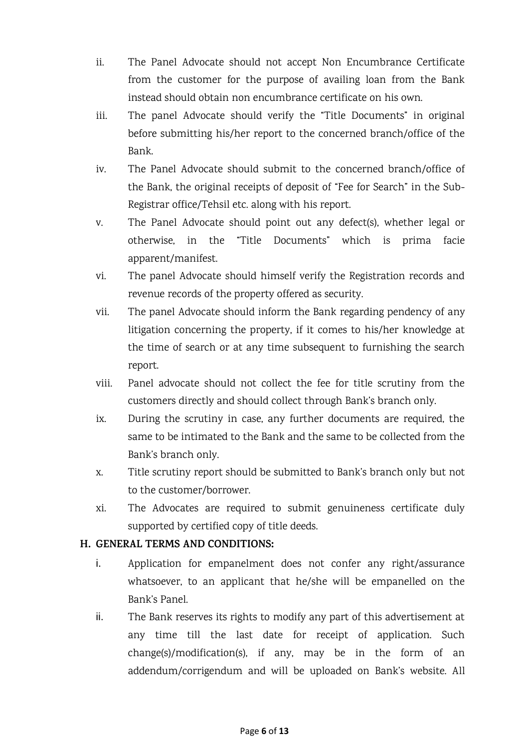ii. The Panel Advocate should not accept Non Encumbrance Certificate from the customer for the purpose of availing loan from the Bank instead should obtain non encumbrance certificate on his own.

iii. The panel Advocate should verify the "Title Documents" in original before submitting his/her report to the concerned branch/office of the Bank.

iv. The Panel Advocate should submit to the concerned branch/office of the Bank, the original receipts of deposit of "Fee for Search" in the Sub-Registrar office/Tehsil etc. along with his report.

v. The Panel Advocate should point out any defect(s), whether legal or otherwise, in the "Title Documents" which is prima facie apparent/manifest.

vi. The panel Advocate should himself verify the Registration records and revenue records of the property offered as security.

vii. The panel Advocate should inform the Bank regarding pendency of any litigation concerning the property, if it comes to his/her knowledge at the time of search or at any time subsequent to furnishing the search report.

viii. Panel advocate should not collect the fee for title scrutiny from the customers directly and should collect through Bank's branch only.

ix. During the scrutiny in case, any further documents are required, the same to be intimated to the Bank and the same to be collected from the Bank's branch only.

x. Title scrutiny report should be submitted to Bank's branch only but not to the customer/borrower.

xi. The Advocates are required to submit genuineness certificate duly supported by certified copy of title deeds.

### H. GENERAL TERMS AND CONDITIONS:

i. Application for empanelment does not confer any right/assurance whatsoever, to an applicant that he/she will be empanelled on the Bank's Panel.

ii. The Bank reserves its rights to modify any part of this advertisement at any time till the last date for receipt of application. Such change(s)/modification(s), if any, may be in the form of an addendum/corrigendum and will be uploaded on Bank's website. All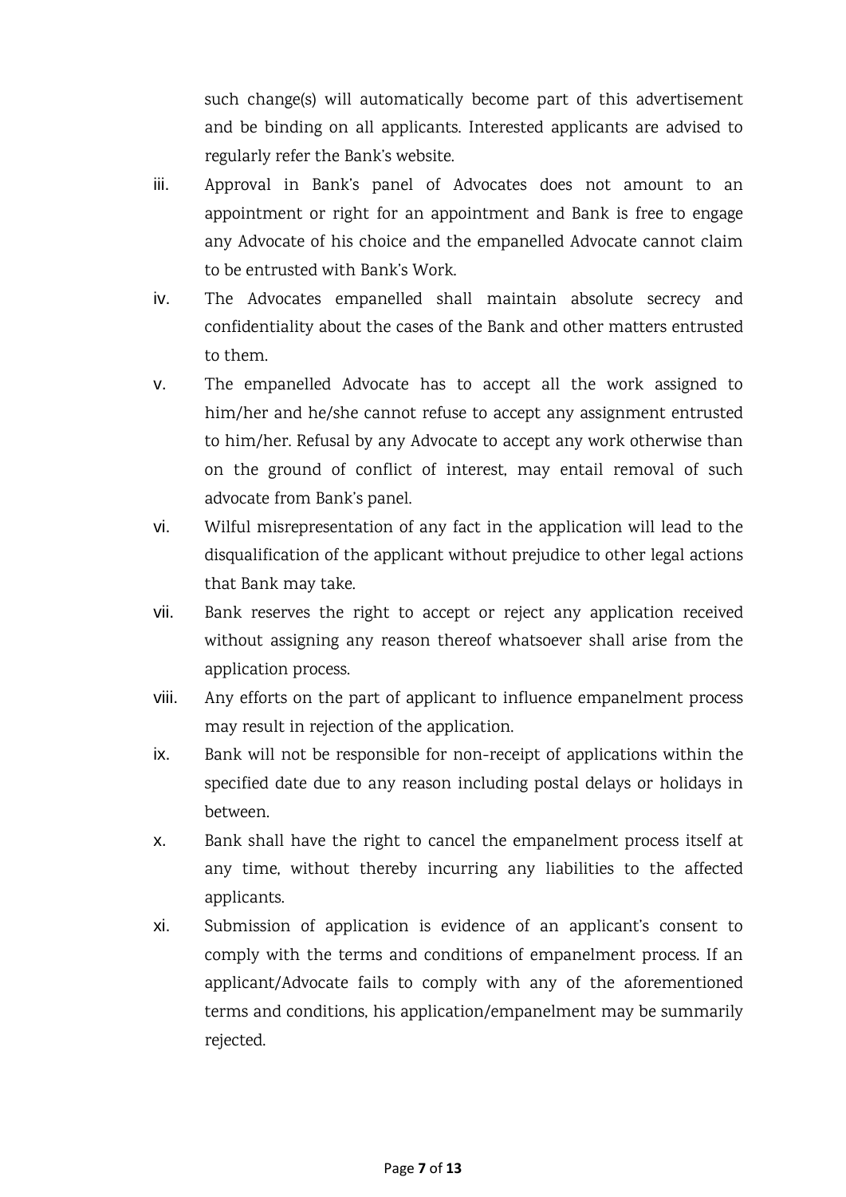such change(s) will automatically become part of this advertisement and be binding on all applicants. Interested applicants are advised to regularly refer the Bank's website.

iii. Approval in Bank's panel of Advocates does not amount to an appointment or right for an appointment and Bank is free to engage any Advocate of his choice and the empanelled Advocate cannot claim to be entrusted with Bank's Work.

iv. The Advocates empanelled shall maintain absolute secrecy and confidentiality about the cases of the Bank and other matters entrusted to them.

v. The empanelled Advocate has to accept all the work assigned to him/her and he/she cannot refuse to accept any assignment entrusted to him/her. Refusal by any Advocate to accept any work otherwise than on the ground of conflict of interest, may entail removal of such advocate from Bank's panel.

vi. Wilful misrepresentation of any fact in the application will lead to the disqualification of the applicant without prejudice to other legal actions that Bank may take.

vii. Bank reserves the right to accept or reject any application received without assigning any reason thereof whatsoever shall arise from the application process.

viii. Any efforts on the part of applicant to influence empanelment process may result in rejection of the application.

ix. Bank will not be responsible for non-receipt of applications within the specified date due to any reason including postal delays or holidays in between.

x. Bank shall have the right to cancel the empanelment process itself at any time, without thereby incurring any liabilities to the affected applicants.

xi. Submission of application is evidence of an applicant's consent to comply with the terms and conditions of empanelment process. If an applicant/Advocate fails to comply with any of the aforementioned terms and conditions, his application/empanelment may be summarily rejected.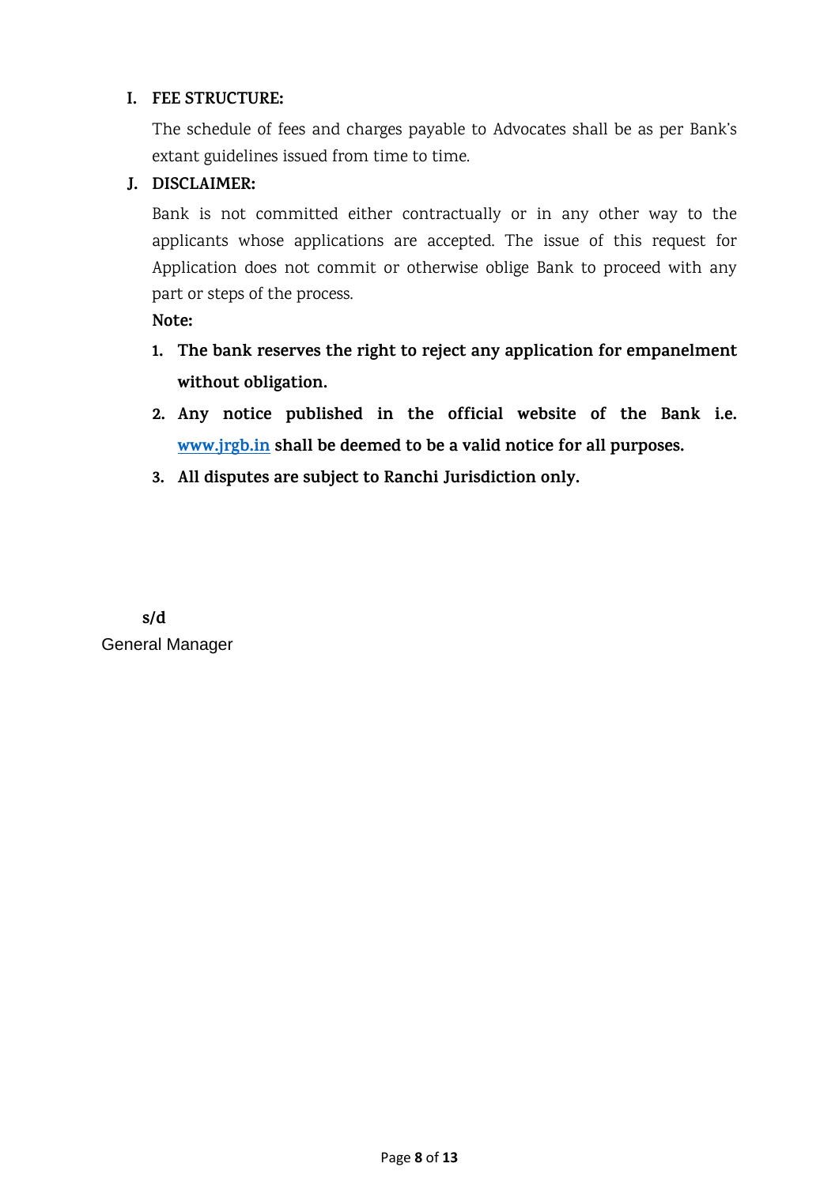## I. FEE STRUCTURE:

The schedule of fees and charges payable to Advocates shall be as per Bank's extant guidelines issued from time to time.

## J. DISCLAIMER:

Bank is not committed either contractually or in any other way to the applicants whose applications are accepted. The issue of this request for Application does not commit or otherwise oblige Bank to proceed with any part or steps of the process.

**Note:**

1. **The bank reserves the right to reject any application for empanelment without obligation.**
2. **Any notice published in the official website of the Bank i.e. [www.jrgb.in](http://www.jrgb.in) shall be deemed to be a valid notice for all purposes.**
3. **All disputes are subject to Ranchi Jurisdiction only.**

**s/d**

General Manager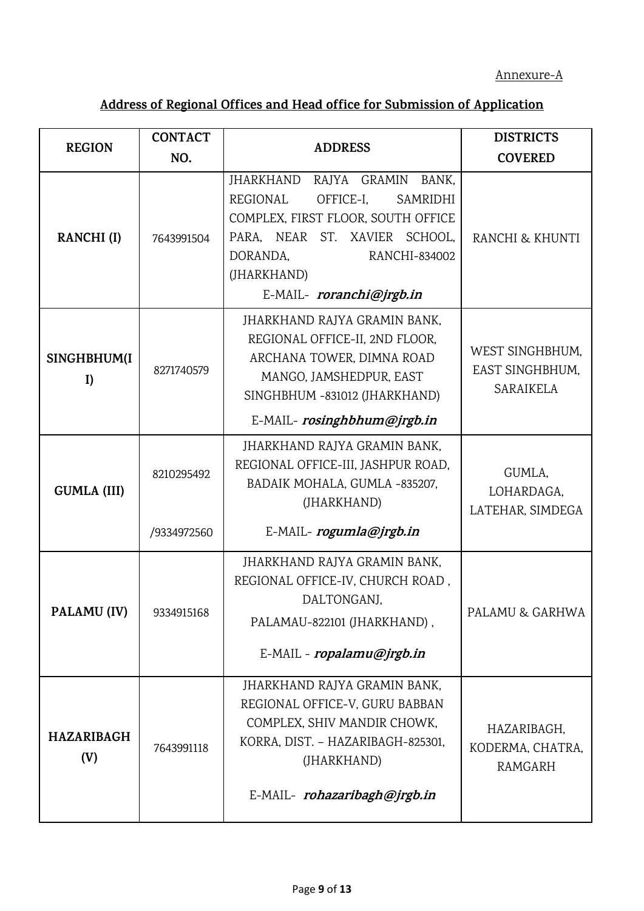Annexure-A

## Address of Regional Offices and Head office for Submission of Application

| REGION | CONTACT NO. | ADDRESS | DISTRICTS COVERED |
|---|---|---|---|
| **RANCHI (I)** | 7643991504 | JHARKHAND RAJYA GRAMIN BANK, REGIONAL OFFICE-I, SAMRIDHI COMPLEX, FIRST FLOOR, SOUTH OFFICE PARA, NEAR ST. XAVIER SCHOOL, DORANDA, RANCHI-834002 (JHARKHAND) E-MAIL- ***roranchi@jrgb.in*** | RANCHI & KHUNTI |
| **SINGHBHUM(II)** | 8271740579 | JHARKHAND RAJYA GRAMIN BANK, REGIONAL OFFICE-II, 2ND FLOOR, ARCHANA TOWER, DIMNA ROAD MANGO, JAMSHEDPUR, EAST SINGHBHUM -831012 (JHARKHAND) E-MAIL- ***rosinghbhum@jrgb.in*** | WEST SINGHBHUM, EAST SINGHBHUM, SARAIKELA |
| **GUMLA (III)** | 8210295492 /9334972560 | JHARKHAND RAJYA GRAMIN BANK, REGIONAL OFFICE-III, JASHPUR ROAD, BADAIK MOHALA, GUMLA -835207, (JHARKHAND) E-MAIL- ***rogumla@jrgb.in*** | GUMLA, LOHARDAGA, LATEHAR, SIMDEGA |
| **PALAMU (IV)** | 9334915168 | JHARKHAND RAJYA GRAMIN BANK, REGIONAL OFFICE-IV, CHURCH ROAD , DALTONGANJ, PALAMAU-822101 (JHARKHAND) , E-MAIL - ***ropalamu@jrgb.in*** | PALAMU & GARHWA |
| **HAZARIBAGH (V)** | 7643991118 | JHARKHAND RAJYA GRAMIN BANK, REGIONAL OFFICE-V, GURU BABBAN COMPLEX, SHIV MANDIR CHOWK, KORRA, DIST. – HAZARIBAGH-825301, (JHARKHAND) E-MAIL- ***rohazaribagh@jrgb.in*** | HAZARIBAGH, KODERMA, CHATRA, RAMGARH |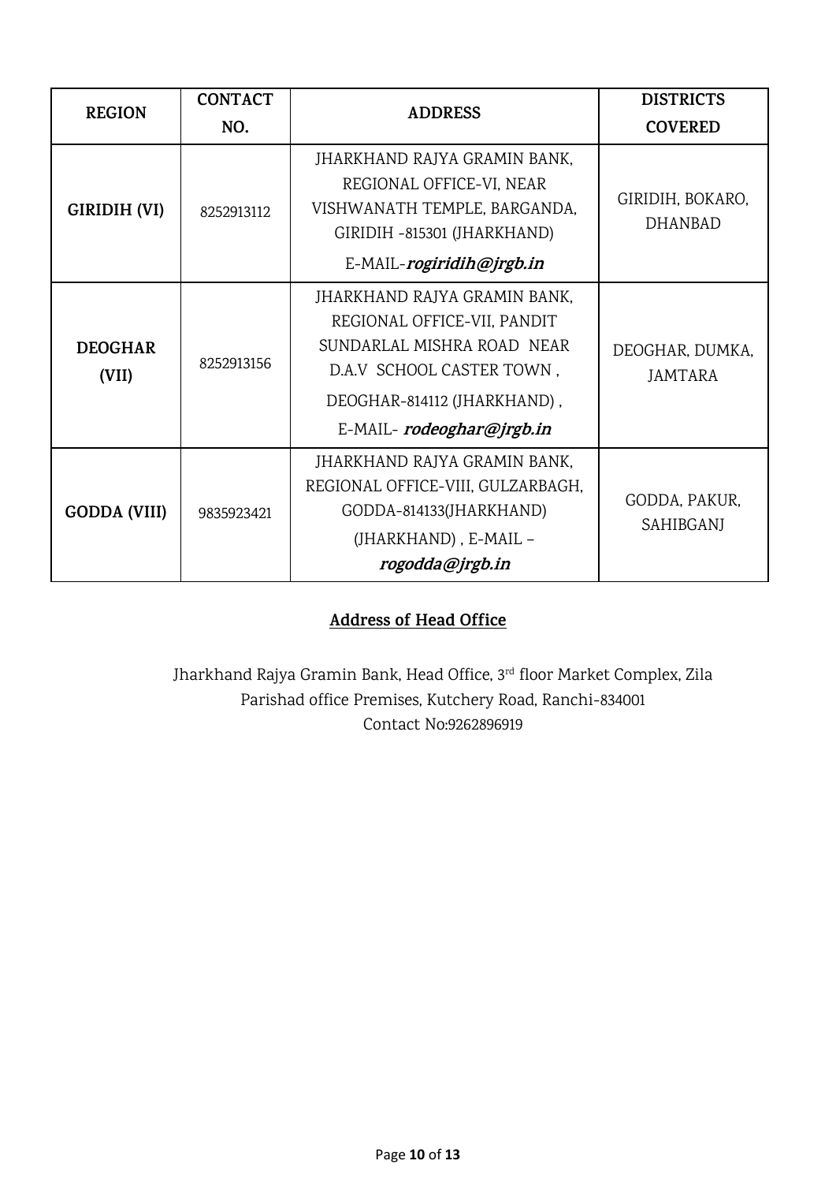| REGION | CONTACT NO. | ADDRESS | DISTRICTS COVERED |
|---|---|---|---|
| **GIRIDIH (VI)** | 8252913112 | JHARKHAND RAJYA GRAMIN BANK, REGIONAL OFFICE-VI, NEAR VISHWANATH TEMPLE, BARGANDA, GIRIDIH -815301 (JHARKHAND) E-MAIL-***rogiridih@jrgb.in*** | GIRIDIH, BOKARO, DHANBAD |
| **DEOGHAR (VII)** | 8252913156 | JHARKHAND RAJYA GRAMIN BANK, REGIONAL OFFICE-VII, PANDIT SUNDARLAL MISHRA ROAD NEAR D.A.V SCHOOL CASTER TOWN , DEOGHAR-814112 (JHARKHAND) , E-MAIL- ***rodeoghar@jrgb.in*** | DEOGHAR, DUMKA, JAMTARA |
| **GODDA (VIII)** | 9835923421 | JHARKHAND RAJYA GRAMIN BANK, REGIONAL OFFICE-VIII, GULZARBAGH, GODDA-814133(JHARKHAND) (JHARKHAND) , E-MAIL – ***rogodda@jrgb.in*** | GODDA, PAKUR, SAHIBGANJ |

## **Address of Head Office**

Jharkhand Rajya Gramin Bank, Head Office, 3rd floor Market Complex, Zila Parishad office Premises, Kutchery Road, Ranchi-834001
Contact No:9262896919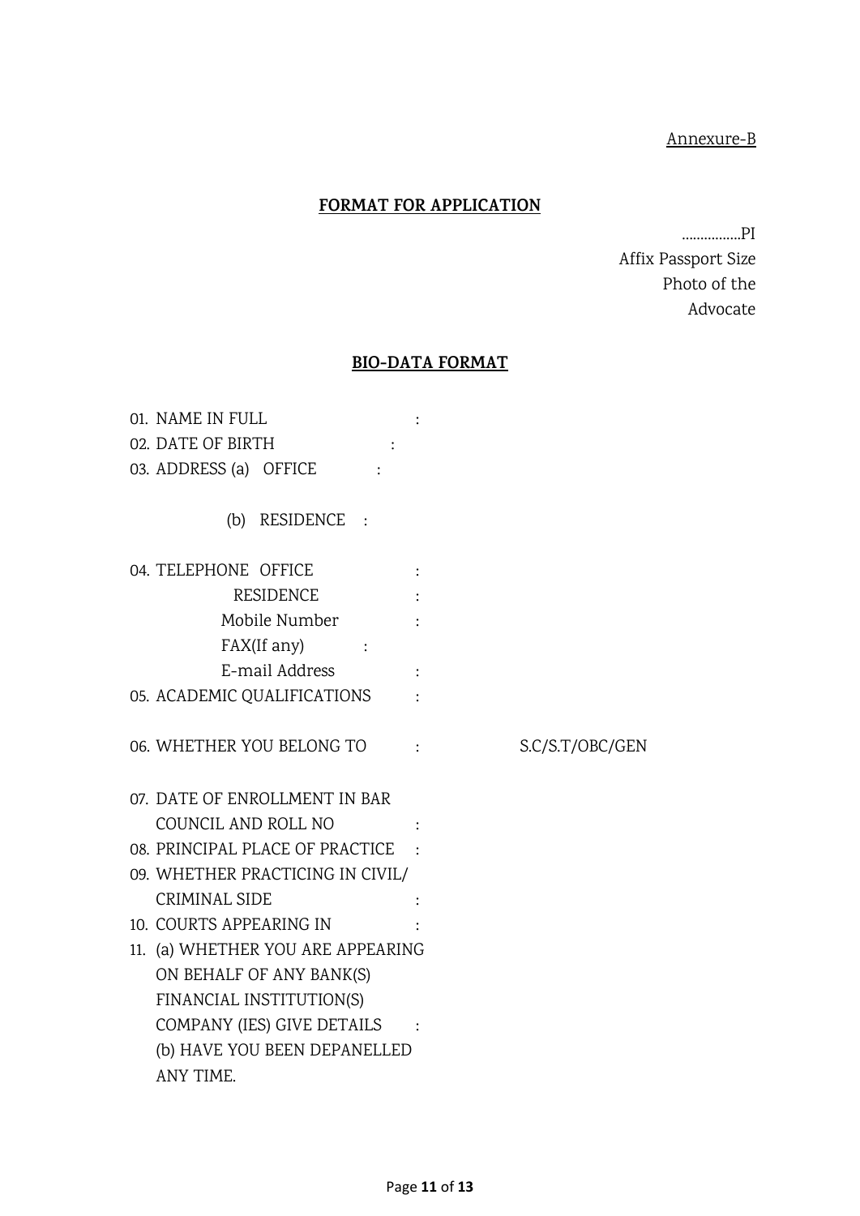Annexure-B

## FORMAT FOR APPLICATION

…………….PI
Affix Passport Size
Photo of the
Advocate

## BIO-DATA FORMAT

01. NAME IN FULL :
02. DATE OF BIRTH :
03. ADDRESS (a) OFFICE :

    (b) RESIDENCE :

04. TELEPHONE OFFICE :
    RESIDENCE :
    Mobile Number :
    FAX(If any) :
    E-mail Address :
05. ACADEMIC QUALIFICATIONS :

06. WHETHER YOU BELONG TO : S.C/S.T/OBC/GEN

07. DATE OF ENROLLMENT IN BAR COUNCIL AND ROLL NO :
08. PRINCIPAL PLACE OF PRACTICE :
09. WHETHER PRACTICING IN CIVIL/ CRIMINAL SIDE :
10. COURTS APPEARING IN :
11. (a) WHETHER YOU ARE APPEARING ON BEHALF OF ANY BANK(S) FINANCIAL INSTITUTION(S) COMPANY (IES) GIVE DETAILS :
    (b) HAVE YOU BEEN DEPANELLED ANY TIME.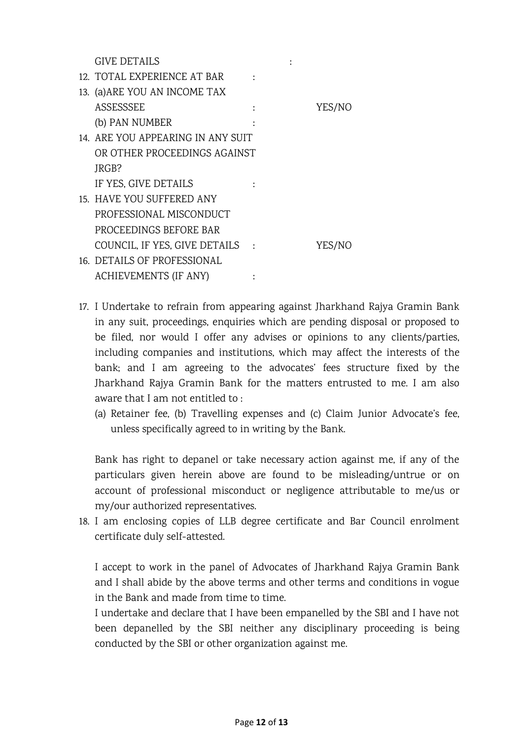GIVE DETAILS :

12. TOTAL EXPERIENCE AT BAR :
13. (a)ARE YOU AN INCOME TAX ASSESSSEE : YES/NO

    (b) PAN NUMBER :
14. ARE YOU APPEARING IN ANY SUIT OR OTHER PROCEEDINGS AGAINST JRGB?

    IF YES, GIVE DETAILS :
15. HAVE YOU SUFFERED ANY PROFESSIONAL MISCONDUCT PROCEEDINGS BEFORE BAR COUNCIL, IF YES, GIVE DETAILS : YES/NO
16. DETAILS OF PROFESSIONAL ACHIEVEMENTS (IF ANY) :
17. I Undertake to refrain from appearing against Jharkhand Rajya Gramin Bank in any suit, proceedings, enquiries which are pending disposal or proposed to be filed, nor would I offer any advises or opinions to any clients/parties, including companies and institutions, which may affect the interests of the bank; and I am agreeing to the advocates' fees structure fixed by the Jharkhand Rajya Gramin Bank for the matters entrusted to me. I am also aware that I am not entitled to :

    (a) Retainer fee, (b) Travelling expenses and (c) Claim Junior Advocate's fee, unless specifically agreed to in writing by the Bank.

    Bank has right to depanel or take necessary action against me, if any of the particulars given herein above are found to be misleading/untrue or on account of professional misconduct or negligence attributable to me/us or my/our authorized representatives.
18. I am enclosing copies of LLB degree certificate and Bar Council enrolment certificate duly self-attested.

    I accept to work in the panel of Advocates of Jharkhand Rajya Gramin Bank and I shall abide by the above terms and other terms and conditions in vogue in the Bank and made from time to time.

    I undertake and declare that I have been empanelled by the SBI and I have not been depanelled by the SBI neither any disciplinary proceeding is being conducted by the SBI or other organization against me.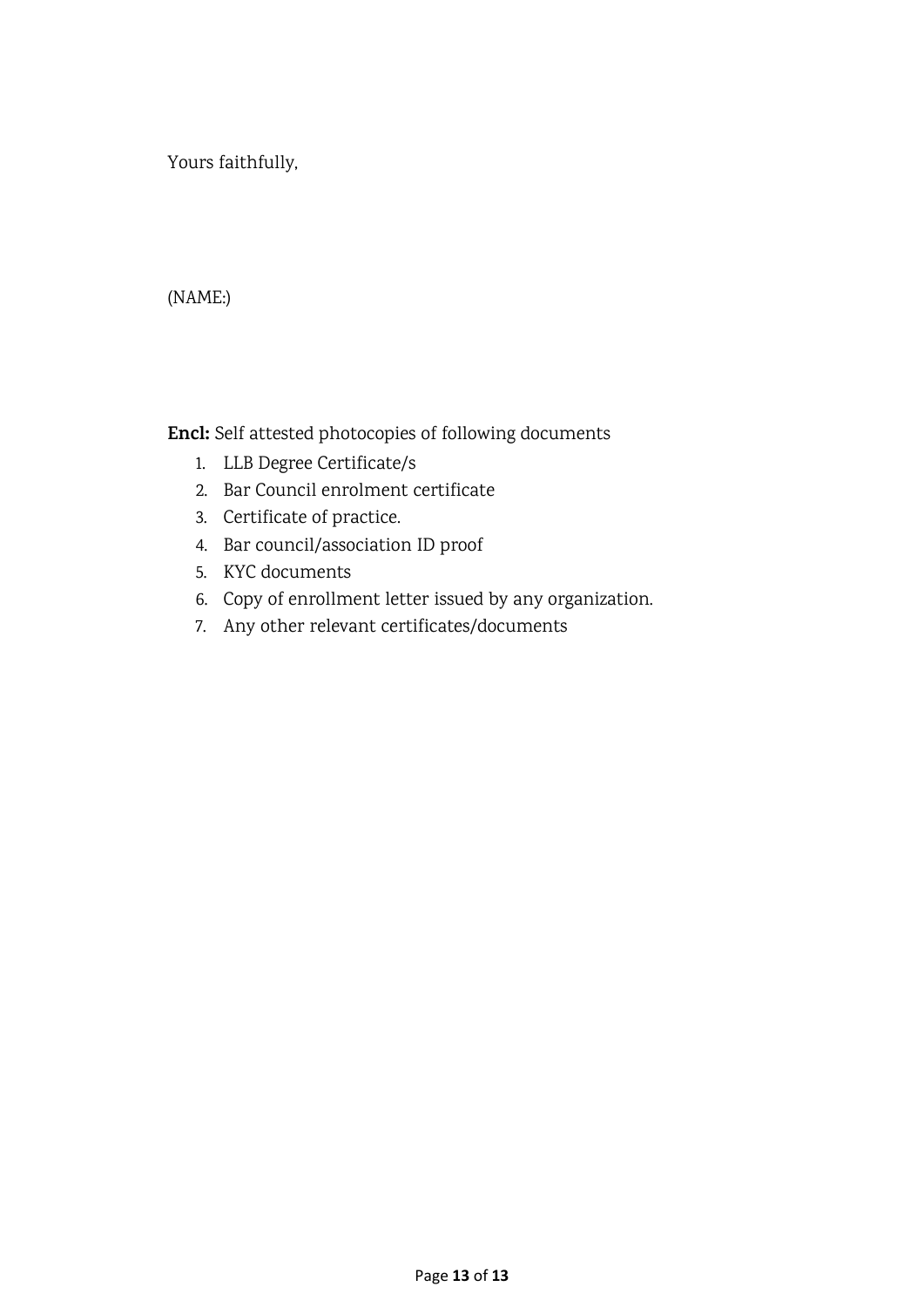Yours faithfully,

(NAME:)

**Encl:** Self attested photocopies of following documents

1. LLB Degree Certificate/s
2. Bar Council enrolment certificate
3. Certificate of practice.
4. Bar council/association ID proof
5. KYC documents
6. Copy of enrollment letter issued by any organization.
7. Any other relevant certificates/documents